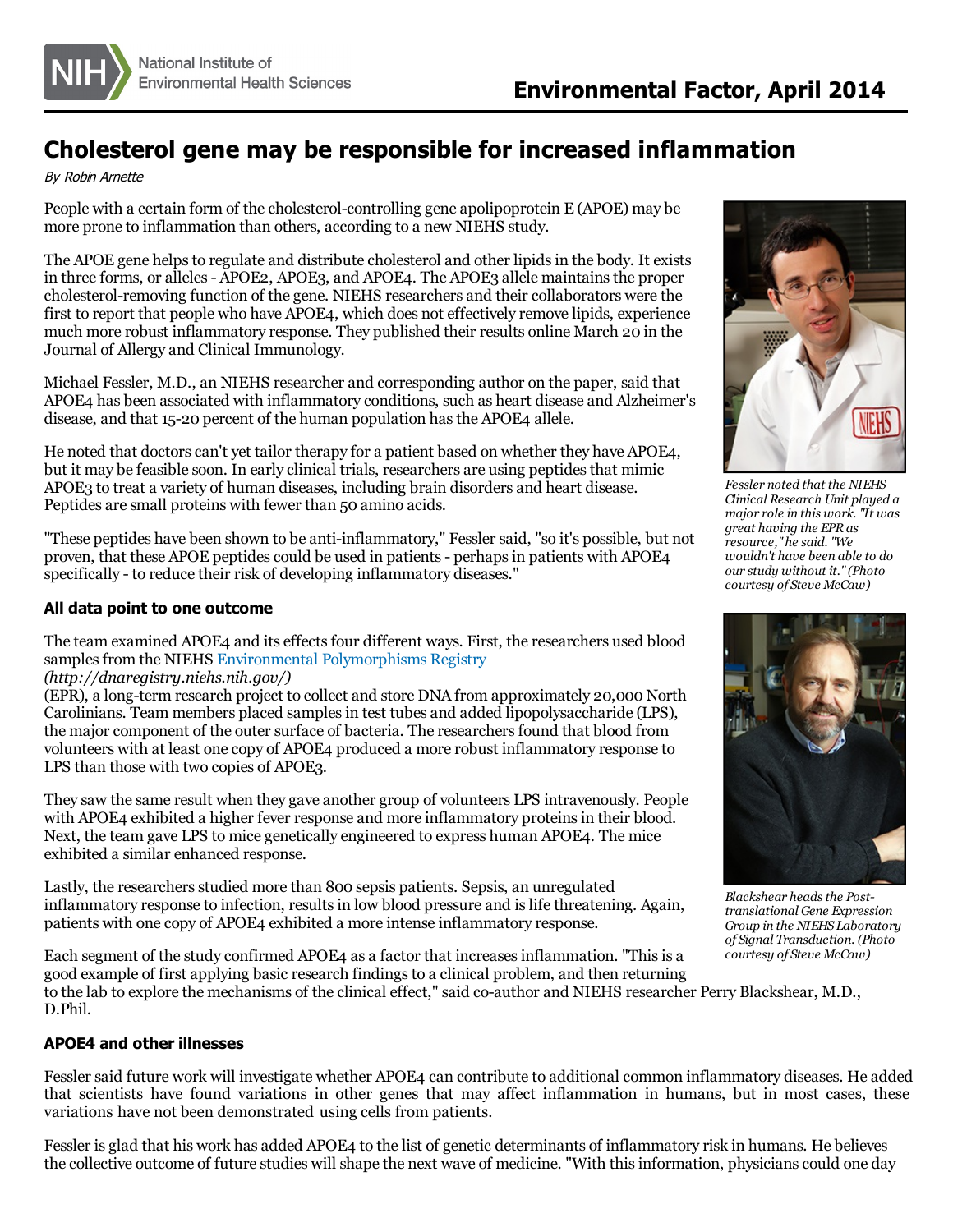# Cholesterol gene may be responsible for increased inflammation

*By Robin Arnette*

People with a certain form of the cholesterol-controlling gene apolipoprotein E (APOE) may be more prone to inflammation than others, according to a new NIEHS study.

The APOE gene helps to regulate and distribute cholesterol and other lipids in the body. It exists in three forms, or alleles - APOE2, APOE3, and APOE4. The APOE3 allele maintains the proper cholesterol-removing function of the gene. NIEHS researchers and their collaborators were the first to report that people who have APOE4, which does not effectively remove lipids, experience much more robust inflammatory response. They published their results online March 20 in the Journal of Allergy and Clinical Immunology.

Michael Fessler, M.D., an NIEHS researcher and corresponding author on the paper, said that APOE4 has been associated with inflammatory conditions, such as heart disease and Alzheimer's disease, and that 15-20 percent of the human population has the APOE4 allele.

He noted that doctors can't yet tailor therapy for a patient based on whether they have APOE4, but it may be feasible soon. In early clinical trials, researchers are using peptides that mimic APOE3 to treat a variety of human diseases, including brain disorders and heart disease. Peptides are small proteins with fewer than 50 amino acids.

"These peptides have been shown to be anti-inflammatory," Fessler said, "so it's possible, but not proven, that these APOE peptides could be used in patients - perhaps in patients with APOE4 specifically - to reduce their risk of developing inflammatory diseases."

*Fessler noted that the NIEHS Clinical Research Unit played a major role in this work. "It was great having the EPR as resource," he said. "We wouldn't have been able to do our study without it." (Photo courtesy of Steve McCaw)*

### All data point to one outcome

The team examined APOE4 and its effects four different ways. First, the researchers used blood samples from the NIEHS Environmental Polymorphisms Registry (http://dnaregistry.niehs.nih.gov/) (EPR), a long-term research project to collect and store DNA from approximately 20,000 North Carolinians. Team members placed samples in test tubes and added lipopolysaccharide (LPS), the major component of the outer surface of bacteria. The researchers found that blood from volunteers with at least one copy of APOE4 produced a more robust inflammatory response to LPS than those with two copies of APOE3.

They saw the same result when they gave another group of volunteers LPS intravenously. People with APOE4 exhibited a higher fever response and more inflammatory proteins in their blood. Next, the team gave LPS to mice genetically engineered to express human APOE4. The mice exhibited a similar enhanced response.

Lastly, the researchers studied more than 800 sepsis patients. Sepsis, an unregulated inflammatory response to infection, results in low blood pressure and is life threatening. Again, patients with one copy of APOE4 exhibited a more intense inflammatory response.

*Blackshear heads the Post-translational Gene Expression Group in the NIEHS Laboratory of Signal Transduction. (Photo courtesy of Steve McCaw)*

Each segment of the study confirmed APOE4 as a factor that increases inflammation. "This is a good example of first applying basic research findings to a clinical problem, and then returning to the lab to explore the mechanisms of the clinical effect," said co-author and NIEHS researcher Perry Blackshear, M.D., D.Phil.

### APOE4 and other illnesses

Fessler said future work will investigate whether APOE4 can contribute to additional common inflammatory diseases. He added that scientists have found variations in other genes that may affect inflammation in humans, but in most cases, these variations have not been demonstrated using cells from patients.

Fessler is glad that his work has added APOE4 to the list of genetic determinants of inflammatory risk in humans. He believes the collective outcome of future studies will shape the next wave of medicine. "With this information, physicians could one day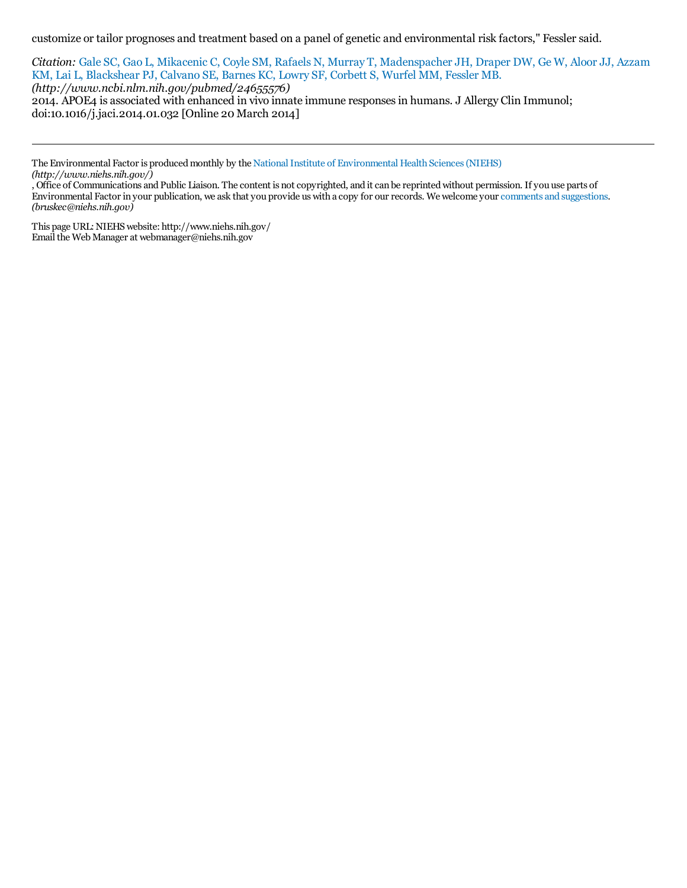customize or tailor prognoses and treatment based on a panel of genetic and environmental risk factors," Fessler said.

*Citation:* Gale SC, Gao L, Mikacenic C, Coyle SM, Rafaels N, Murray T, Madenspacher JH, Draper DW, Ge W, Aloor JJ, Azzam KM, Lai L, Blackshear PJ, Calvano SE, Barnes KC, Lowry SF, Corbett S, Wurfel MM, Fessler MB. *(http://www.ncbi.nlm.nih.gov/pubmed/24655576)*
2014. APOE4 is associated with enhanced in vivo innate immune responses in humans. J Allergy Clin Immunol; doi:10.1016/j.jaci.2014.01.032 [Online 20 March 2014]

---

The Environmental Factor is produced monthly by the National Institute of Environmental Health Sciences (NIEHS) *(http://www.niehs.nih.gov/)*
, Office of Communications and Public Liaison. The content is not copyrighted, and it can be reprinted without permission. If you use parts of Environmental Factor in your publication, we ask that you provide us with a copy for our records. We welcome your comments and suggestions. *(bruskec@niehs.nih.gov)*

This page URL: NIEHS website: http://www.niehs.nih.gov/
Email the Web Manager at webmanager@niehs.nih.gov